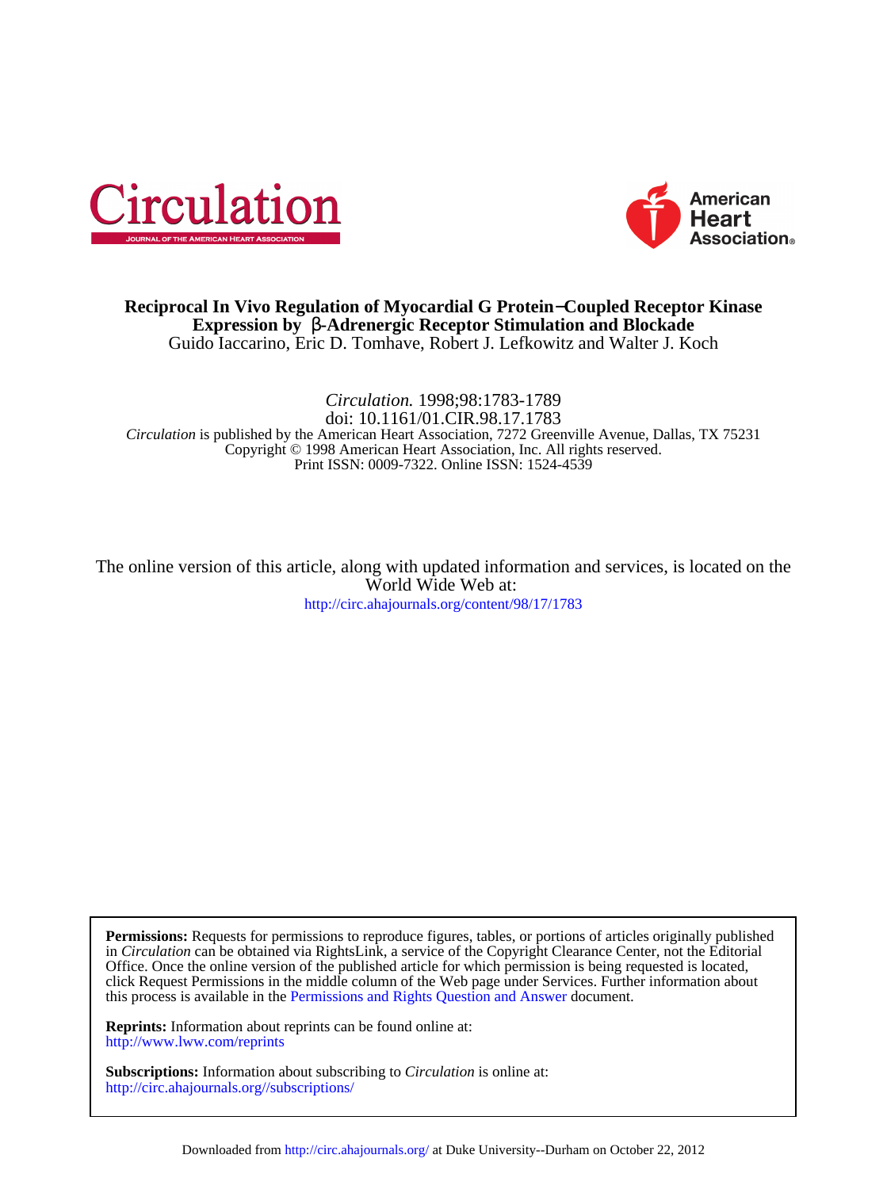# Reciprocal In Vivo Regulation of Myocardial G Protein−Coupled Receptor Kinase Expression by β-Adrenergic Receptor Stimulation and Blockade

Guido Iaccarino, Eric D. Tomhave, Robert J. Lefkowitz and Walter J. Koch

*Circulation.* 1998;98:1783-1789
doi: 10.1161/01.CIR.98.17.1783
*Circulation* is published by the American Heart Association, 7272 Greenville Avenue, Dallas, TX 75231
Copyright © 1998 American Heart Association, Inc. All rights reserved.
Print ISSN: 0009-7322. Online ISSN: 1524-4539

The online version of this article, along with updated information and services, is located on the World Wide Web at:
http://circ.ahajournals.org/content/98/17/1783

**Permissions:** Requests for permissions to reproduce figures, tables, or portions of articles originally published in *Circulation* can be obtained via RightsLink, a service of the Copyright Clearance Center, not the Editorial Office. Once the online version of the published article for which permission is being requested is located, click Request Permissions in the middle column of the Web page under Services. Further information about this process is available in the Permissions and Rights Question and Answer document.

**Reprints:** Information about reprints can be found online at:
http://www.lww.com/reprints

**Subscriptions:** Information about subscribing to *Circulation* is online at:
http://circ.ahajournals.org//subscriptions/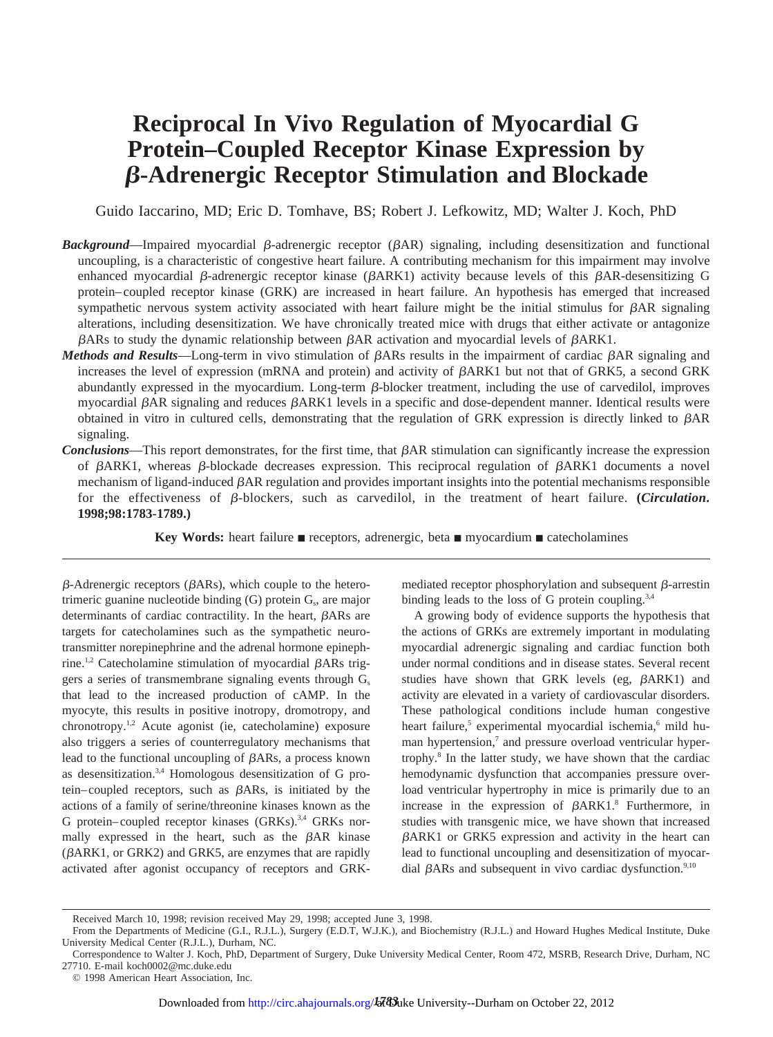# Reciprocal In Vivo Regulation of Myocardial G Protein–Coupled Receptor Kinase Expression by β-Adrenergic Receptor Stimulation and Blockade

Guido Iaccarino, MD; Eric D. Tomhave, BS; Robert J. Lefkowitz, MD; Walter J. Koch, PhD

***Background***—Impaired myocardial β-adrenergic receptor (βAR) signaling, including desensitization and functional uncoupling, is a characteristic of congestive heart failure. A contributing mechanism for this impairment may involve enhanced myocardial β-adrenergic receptor kinase (βARK1) activity because levels of this βAR-desensitizing G protein–coupled receptor kinase (GRK) are increased in heart failure. An hypothesis has emerged that increased sympathetic nervous system activity associated with heart failure might be the initial stimulus for βAR signaling alterations, including desensitization. We have chronically treated mice with drugs that either activate or antagonize βARs to study the dynamic relationship between βAR activation and myocardial levels of βARK1.

***Methods and Results***—Long-term in vivo stimulation of βARs results in the impairment of cardiac βAR signaling and increases the level of expression (mRNA and protein) and activity of βARK1 but not that of GRK5, a second GRK abundantly expressed in the myocardium. Long-term β-blocker treatment, including the use of carvedilol, improves myocardial βAR signaling and reduces βARK1 levels in a specific and dose-dependent manner. Identical results were obtained in vitro in cultured cells, demonstrating that the regulation of GRK expression is directly linked to βAR signaling.

***Conclusions***—This report demonstrates, for the first time, that βAR stimulation can significantly increase the expression of βARK1, whereas β-blockade decreases expression. This reciprocal regulation of βARK1 documents a novel mechanism of ligand-induced βAR regulation and provides important insights into the potential mechanisms responsible for the effectiveness of β-blockers, such as carvedilol, in the treatment of heart failure. **(*Circulation*. 1998;98:1783-1789.)**

**Key Words:** heart failure ■ receptors, adrenergic, beta ■ myocardium ■ catecholamines

---

β-Adrenergic receptors (βARs), which couple to the heterotrimeric guanine nucleotide binding (G) protein $G_s$, are major determinants of cardiac contractility. In the heart, βARs are targets for catecholamines such as the sympathetic neurotransmitter norepinephrine and the adrenal hormone epinephrine.[1,2] Catecholamine stimulation of myocardial βARs triggers a series of transmembrane signaling events through $G_s$ that lead to the increased production of cAMP. In the myocyte, this results in positive inotropy, dromotropy, and chronotropy.[1,2] Acute agonist (ie, catecholamine) exposure also triggers a series of counterregulatory mechanisms that lead to the functional uncoupling of βARs, a process known as desensitization.[3,4] Homologous desensitization of G protein–coupled receptors, such as βARs, is initiated by the actions of a family of serine/threonine kinases known as the G protein–coupled receptor kinases (GRKs).[3,4] GRKs normally expressed in the heart, such as the βAR kinase (βARK1, or GRK2) and GRK5, are enzymes that are rapidly activated after agonist occupancy of receptors and GRK-mediated receptor phosphorylation and subsequent β-arrestin binding leads to the loss of G protein coupling.[3,4]

A growing body of evidence supports the hypothesis that the actions of GRKs are extremely important in modulating myocardial adrenergic signaling and cardiac function both under normal conditions and in disease states. Several recent studies have shown that GRK levels (eg, βARK1) and activity are elevated in a variety of cardiovascular disorders. These pathological conditions include human congestive heart failure,[5] experimental myocardial ischemia,[6] mild human hypertension,[7] and pressure overload ventricular hypertrophy.[8] In the latter study, we have shown that the cardiac hemodynamic dysfunction that accompanies pressure overload ventricular hypertrophy in mice is primarily due to an increase in the expression of βARK1.[8] Furthermore, in studies with transgenic mice, we have shown that increased βARK1 or GRK5 expression and activity in the heart can lead to functional uncoupling and desensitization of myocardial βARs and subsequent in vivo cardiac dysfunction.[9,10]

---

Received March 10, 1998; revision received May 29, 1998; accepted June 3, 1998.

From the Departments of Medicine (G.I., R.J.L.), Surgery (E.D.T, W.J.K.), and Biochemistry (R.J.L.) and Howard Hughes Medical Institute, Duke University Medical Center (R.J.L.), Durham, NC.

Correspondence to Walter J. Koch, PhD, Department of Surgery, Duke University Medical Center, Room 472, MSRB, Research Drive, Durham, NC 27710. E-mail koch0002@mc.duke.edu

© 1998 American Heart Association, Inc.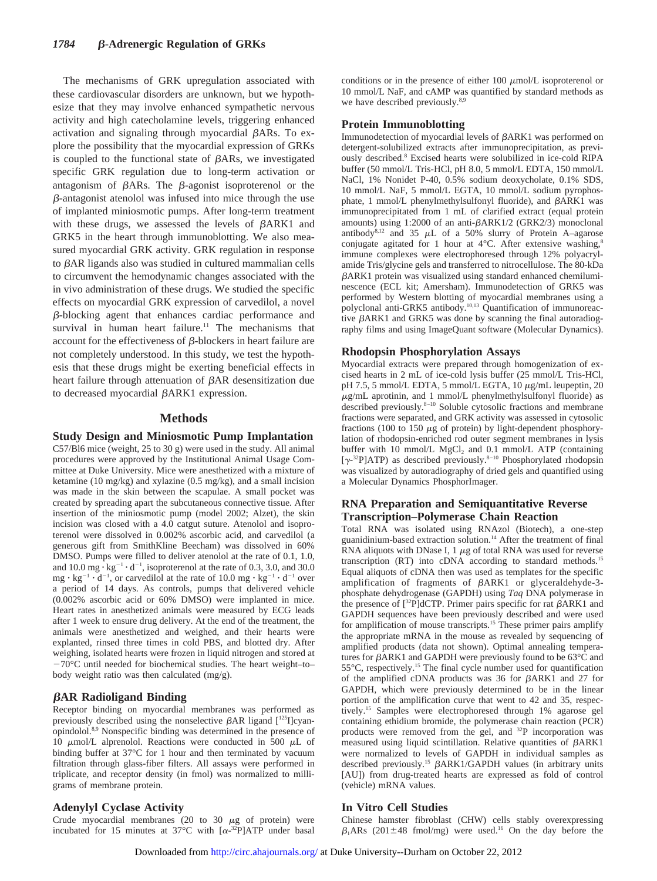The mechanisms of GRK upregulation associated with these cardiovascular disorders are unknown, but we hypothesize that they may involve enhanced sympathetic nervous activity and high catecholamine levels, triggering enhanced activation and signaling through myocardial βARs. To explore the possibility that the myocardial expression of GRKs is coupled to the functional state of βARs, we investigated specific GRK regulation due to long-term activation or antagonism of βARs. The β-agonist isoproterenol or the β-antagonist atenolol was infused into mice through the use of implanted miniosmotic pumps. After long-term treatment with these drugs, we assessed the levels of βARK1 and GRK5 in the heart through immunoblotting. We also measured myocardial GRK activity. GRK regulation in response to βAR ligands also was studied in cultured mammalian cells to circumvent the hemodynamic changes associated with the in vivo administration of these drugs. We studied the specific effects on myocardial GRK expression of carvedilol, a novel β-blocking agent that enhances cardiac performance and survival in human heart failure.[11] The mechanisms that account for the effectiveness of β-blockers in heart failure are not completely understood. In this study, we test the hypothesis that these drugs might be exerting beneficial effects in heart failure through attenuation of βAR desensitization due to decreased myocardial βARK1 expression.

## Methods

### Study Design and Miniosmotic Pump Implantation

C57/Bl6 mice (weight, 25 to 30 g) were used in the study. All animal procedures were approved by the Institutional Animal Usage Committee at Duke University. Mice were anesthetized with a mixture of ketamine (10 mg/kg) and xylazine (0.5 mg/kg), and a small incision was made in the skin between the scapulae. A small pocket was created by spreading apart the subcutaneous connective tissue. After insertion of the miniosmotic pump (model 2002; Alzet), the skin incision was closed with a 4.0 catgut suture. Atenolol and isoproterenol were dissolved in 0.002% ascorbic acid, and carvedilol (a generous gift from SmithKline Beecham) was dissolved in 60% DMSO. Pumps were filled to deliver atenolol at the rate of 0.1, 1.0, and 10.0 $mg \cdot kg^{-1} \cdot d^{-1}$, isoproterenol at the rate of 0.3, 3.0, and 30.0 $mg \cdot kg^{-1} \cdot d^{-1}$, or carvedilol at the rate of 10.0 $mg \cdot kg^{-1} \cdot d^{-1}$ over a period of 14 days. As controls, pumps that delivered vehicle (0.002% ascorbic acid or 60% DMSO) were implanted in mice. Heart rates in anesthetized animals were measured by ECG leads after 1 week to ensure drug delivery. At the end of the treatment, the animals were anesthetized and weighed, and their hearts were explanted, rinsed three times in cold PBS, and blotted dry. After weighing, isolated hearts were frozen in liquid nitrogen and stored at −70°C until needed for biochemical studies. The heart weight–to–body weight ratio was then calculated (mg/g).

### βAR Radioligand Binding

Receptor binding on myocardial membranes was performed as previously described using the nonselective βAR ligand [$^{125}$I]cyanopindolol.[8,9] Nonspecific binding was determined in the presence of 10 μmol/L alprenolol. Reactions were conducted in 500 μL of binding buffer at 37°C for 1 hour and then terminated by vacuum filtration through glass-fiber filters. All assays were performed in triplicate, and receptor density (in fmol) was normalized to milligrams of membrane protein.

### Adenylyl Cyclase Activity

Crude myocardial membranes (20 to 30 μg of protein) were incubated for 15 minutes at 37°C with [α-$^{32}$P]ATP under basal conditions or in the presence of either 100 μmol/L isoproterenol or 10 mmol/L NaF, and cAMP was quantified by standard methods as we have described previously.[8,9]

### Protein Immunoblotting

Immunodetection of myocardial levels of βARK1 was performed on detergent-solubilized extracts after immunoprecipitation, as previously described.[8] Excised hearts were solubilized in ice-cold RIPA buffer (50 mmol/L Tris-HCl, pH 8.0, 5 mmol/L EDTA, 150 mmol/L NaCl, 1% Nonidet P-40, 0.5% sodium deoxycholate, 0.1% SDS, 10 mmol/L NaF, 5 mmol/L EGTA, 10 mmol/L sodium pyrophosphate, 1 mmol/L phenylmethylsulfonyl fluoride), and βARK1 was immunoprecipitated from 1 mL of clarified extract (equal protein amounts) using 1:2000 of an anti-βARK1/2 (GRK2/3) monoclonal antibody[8,12] and 35 μL of a 50% slurry of Protein A–agarose conjugate agitated for 1 hour at 4°C. After extensive washing,[8] immune complexes were electrophoresed through 12% polyacrylamide Tris/glycine gels and transferred to nitrocellulose. The 80-kDa βARK1 protein was visualized using standard enhanced chemiluminescence (ECL kit; Amersham). Immunodetection of GRK5 was performed by Western blotting of myocardial membranes using a polyclonal anti-GRK5 antibody.[10,13] Quantification of immunoreactive βARK1 and GRK5 was done by scanning the final autoradiography films and using ImageQuant software (Molecular Dynamics).

### Rhodopsin Phosphorylation Assays

Myocardial extracts were prepared through homogenization of excised hearts in 2 mL of ice-cold lysis buffer (25 mmol/L Tris-HCl, pH 7.5, 5 mmol/L EDTA, 5 mmol/L EGTA, 10 μg/mL leupeptin, 20 μg/mL aprotinin, and 1 mmol/L phenylmethylsulfonyl fluoride) as described previously.[8–10] Soluble cytosolic fractions and membrane fractions were separated, and GRK activity was assessed in cytosolic fractions (100 to 150 μg of protein) by light-dependent phosphorylation of rhodopsin-enriched rod outer segment membranes in lysis buffer with 10 mmol/L $MgCl_2$ and 0.1 mmol/L ATP (containing [γ-$^{32}$P]ATP) as described previously.[8–10] Phosphorylated rhodopsin was visualized by autoradiography of dried gels and quantified using a Molecular Dynamics PhosphorImager.

### RNA Preparation and Semiquantitative Reverse Transcription–Polymerase Chain Reaction

Total RNA was isolated using RNAzol (Biotech), a one-step guanidinium-based extraction solution.[14] After the treatment of final RNA aliquots with DNase I, 1 μg of total RNA was used for reverse transcription (RT) into cDNA according to standard methods.[15] Equal aliquots of cDNA then was used as templates for the specific amplification of fragments of βARK1 or glyceraldehyde-3-phosphate dehydrogenase (GAPDH) using *Taq* DNA polymerase in the presence of [$^{32}$P]dCTP. Primer pairs specific for rat βARK1 and GAPDH sequences have been previously described and were used for amplification of mouse transcripts.[15] These primer pairs amplify the appropriate mRNA in the mouse as revealed by sequencing of amplified products (data not shown). Optimal annealing temperatures for βARK1 and GAPDH were previously found to be 63°C and 55°C, respectively.[15] The final cycle number used for quantification of the amplified cDNA products was 36 for βARK1 and 27 for GAPDH, which were previously determined to be in the linear portion of the amplification curve that went to 42 and 35, respectively.[15] Samples were electrophoresed through 1% agarose gel containing ethidium bromide, the polymerase chain reaction (PCR) products were removed from the gel, and $^{32}$P incorporation was measured using liquid scintillation. Relative quantities of βARK1 were normalized to levels of GAPDH in individual samples as described previously.[15] βARK1/GAPDH values (in arbitrary units [AU]) from drug-treated hearts are expressed as fold of control (vehicle) mRNA values.

### In Vitro Cell Studies

Chinese hamster fibroblast (CHW) cells stably overexpressing $\beta_1$ARs (201±48 fmol/mg) were used.[16] On the day before the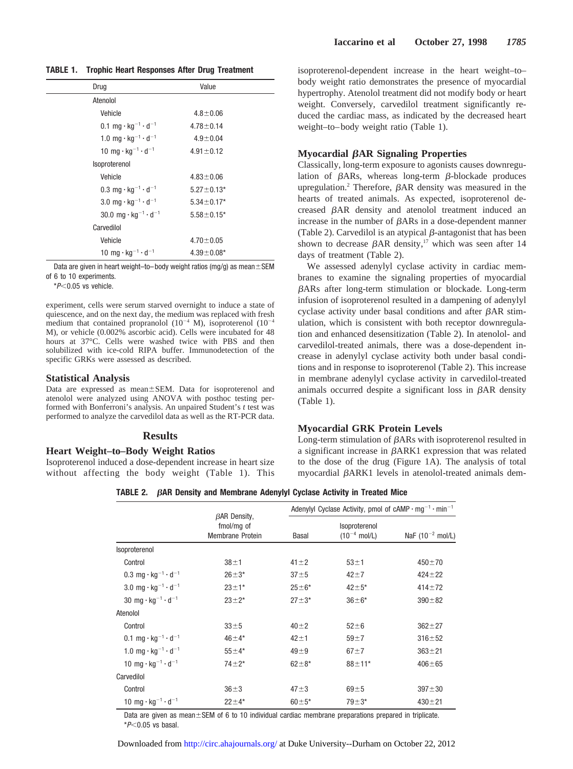**TABLE 1. Trophic Heart Responses After Drug Treatment**

| Drug | Value |
|---|---|
| Atenolol | |
| Vehicle | 4.8±0.06 |
| 0.1 $mg \cdot kg^{-1} \cdot d^{-1}$ | 4.78±0.14 |
| 1.0 $mg \cdot kg^{-1} \cdot d^{-1}$ | 4.9±0.04 |
| 10 $mg \cdot kg^{-1} \cdot d^{-1}$ | 4.91±0.12 |
| Isoproterenol | |
| Vehicle | 4.83±0.06 |
| 0.3 $mg \cdot kg^{-1} \cdot d^{-1}$ | 5.27±0.13* |
| 3.0 $mg \cdot kg^{-1} \cdot d^{-1}$ | 5.34±0.17* |
| 30.0 $mg \cdot kg^{-1} \cdot d^{-1}$ | 5.58±0.15* |
| Carvedilol | |
| Vehicle | 4.70±0.05 |
| 10 $mg \cdot kg^{-1} \cdot d^{-1}$ | 4.39±0.08* |

Data are given in heart weight–to–body weight ratios (mg/g) as mean±SEM of 6 to 10 experiments.

*$P<0.05$ vs vehicle.

experiment, cells were serum starved overnight to induce a state of quiescence, and on the next day, the medium was replaced with fresh medium that contained propranolol ($10^{-4}$ M), isoproterenol ($10^{-4}$ M), or vehicle (0.002% ascorbic acid). Cells were incubated for 48 hours at 37°C. Cells were washed twice with PBS and then solubilized with ice-cold RIPA buffer. Immunodetection of the specific GRKs were assessed as described.

### Statistical Analysis

Data are expressed as mean±SEM. Data for isoproterenol and atenolol were analyzed using ANOVA with posthoc testing performed with Bonferroni's analysis. An unpaired Student's *t* test was performed to analyze the carvedilol data as well as the RT-PCR data.

## Results

### Heart Weight–to–Body Weight Ratios

Isoproterenol induced a dose-dependent increase in heart size without affecting the body weight (Table 1). This isoproterenol-dependent increase in the heart weight–to–body weight ratio demonstrates the presence of myocardial hypertrophy. Atenolol treatment did not modify body or heart weight. Conversely, carvedilol treatment significantly reduced the cardiac mass, as indicated by the decreased heart weight–to–body weight ratio (Table 1).

### Myocardial βAR Signaling Properties

Classically, long-term exposure to agonists causes downregulation of βARs, whereas long-term β-blockade produces upregulation.[2] Therefore, βAR density was measured in the hearts of treated animals. As expected, isoproterenol decreased βAR density and atenolol treatment induced an increase in the number of βARs in a dose-dependent manner (Table 2). Carvedilol is an atypical β-antagonist that has been shown to decrease βAR density,[17] which was seen after 14 days of treatment (Table 2).

We assessed adenylyl cyclase activity in cardiac membranes to examine the signaling properties of myocardial βARs after long-term stimulation or blockade. Long-term infusion of isoproterenol resulted in a dampening of adenylyl cyclase activity under basal conditions and after βAR stimulation, which is consistent with both receptor downregulation and enhanced desensitization (Table 2). In atenolol- and carvedilol-treated animals, there was a dose-dependent increase in adenylyl cyclase activity both under basal conditions and in response to isoproterenol (Table 2). This increase in membrane adenylyl cyclase activity in carvedilol-treated animals occurred despite a significant loss in βAR density (Table 1).

### Myocardial GRK Protein Levels

Long-term stimulation of βARs with isoproterenol resulted in a significant increase in βARK1 expression that was related to the dose of the drug (Figure 1A). The analysis of total myocardial βARK1 levels in atenolol-treated animals dem-

**TABLE 2. βAR Density and Membrane Adenylyl Cyclase Activity in Treated Mice**

| | βAR Density, fmol/mg of Membrane Protein | Adenylyl Cyclase Activity, pmol of $cAMP \cdot mg^{-1} \cdot min^{-1}$ | | |
|---|---|---|---|---|
| | | Basal | Isoproterenol ($10^{-4}$ mol/L) | NaF ($10^{-2}$ mol/L) |
| Isoproterenol | | | | |
| Control | 38±1 | 41±2 | 53±1 | 450±70 |
| 0.3 $mg \cdot kg^{-1} \cdot d^{-1}$ | 26±3* | 37±5 | 42±7 | 424±22 |
| 3.0 $mg \cdot kg^{-1} \cdot d^{-1}$ | 23±1* | 25±6* | 42±5* | 414±72 |
| 30 $mg \cdot kg^{-1} \cdot d^{-1}$ | 23±2* | 27±3* | 36±6* | 390±82 |
| Atenolol | | | | |
| Control | 33±5 | 40±2 | 52±6 | 362±27 |
| 0.1 $mg \cdot kg^{-1} \cdot d^{-1}$ | 46±4* | 42±1 | 59±7 | 316±52 |
| 1.0 $mg \cdot kg^{-1} \cdot d^{-1}$ | 55±4* | 49±9 | 67±7 | 363±21 |
| 10 $mg \cdot kg^{-1} \cdot d^{-1}$ | 74±2* | 62±8* | 88±11* | 406±65 |
| Carvedilol | | | | |
| Control | 36±3 | 47±3 | 69±5 | 397±30 |
| 10 $mg \cdot kg^{-1} \cdot d^{-1}$ | 22±4* | 60±5* | 79±3* | 430±21 |

Data are given as mean±SEM of 6 to 10 individual cardiac membrane preparations prepared in triplicate.

*$P<0.05$ vs basal.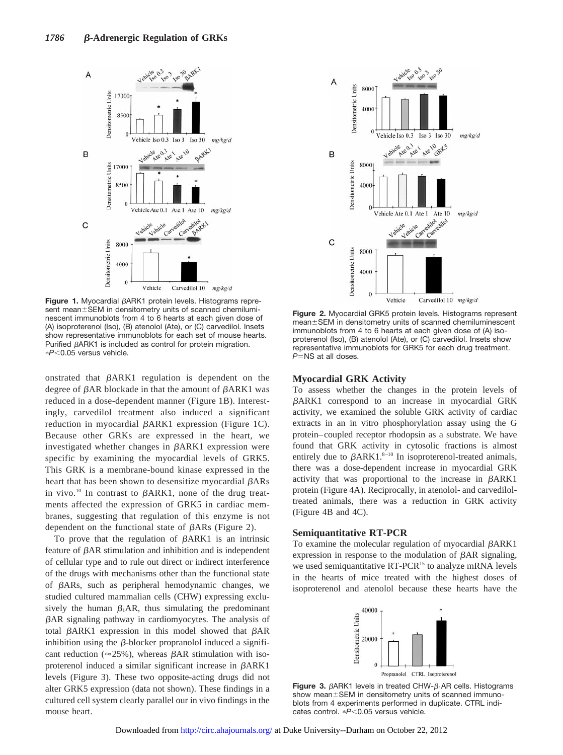Figure 1. Myocardial $\beta$ARK1 protein levels. Histograms represent mean±SEM in densitometry units of scanned chemiluminescent immunoblots from 4 to 6 hearts at each given dose of (A) isoproterenol (Iso), (B) atenolol (Ate), or (C) carvedilol. Insets show representative immunoblots for each set of mouse hearts. Purified $\beta$ARK1 is included as control for protein migration. $*P<0.05$ versus vehicle.

Figure 2. Myocardial GRK5 protein levels. Histograms represent mean±SEM in densitometry units of scanned chemiluminescent immunoblots from 4 to 6 hearts at each given dose of (A) isoproterenol (Iso), (B) atenolol (Ate), or (C) carvedilol. Insets show representative immunoblots for GRK5 for each drug treatment. $P$=NS at all doses.

onstrated that $\beta$ARK1 regulation is dependent on the degree of $\beta$AR blockade in that the amount of $\beta$ARK1 was reduced in a dose-dependent manner (Figure 1B). Interestingly, carvedilol treatment also induced a significant reduction in myocardial $\beta$ARK1 expression (Figure 1C). Because other GRKs are expressed in the heart, we investigated whether changes in $\beta$ARK1 expression were specific by examining the myocardial levels of GRK5. This GRK is a membrane-bound kinase expressed in the heart that has been shown to desensitize myocardial $\beta$ARs in vivo.[10] In contrast to $\beta$ARK1, none of the drug treatments affected the expression of GRK5 in cardiac membranes, suggesting that regulation of this enzyme is not dependent on the functional state of $\beta$ARs (Figure 2).

To prove that the regulation of $\beta$ARK1 is an intrinsic feature of $\beta$AR stimulation and inhibition and is independent of cellular type and to rule out direct or indirect interference of the drugs with mechanisms other than the functional state of $\beta$ARs, such as peripheral hemodynamic changes, we studied cultured mammalian cells (CHW) expressing exclusively the human $\beta_1$AR, thus simulating the predominant $\beta$AR signaling pathway in cardiomyocytes. The analysis of total $\beta$ARK1 expression in this model showed that $\beta$AR inhibition using the $\beta$-blocker propranolol induced a significant reduction ($\approx$25%), whereas $\beta$AR stimulation with isoproterenol induced a similar significant increase in $\beta$ARK1 levels (Figure 3). These two opposite-acting drugs did not alter GRK5 expression (data not shown). These findings in a cultured cell system clearly parallel our in vivo findings in the mouse heart.

## Myocardial GRK Activity

To assess whether the changes in the protein levels of $\beta$ARK1 correspond to an increase in myocardial GRK activity, we examined the soluble GRK activity of cardiac extracts in an in vitro phosphorylation assay using the G protein–coupled receptor rhodopsin as a substrate. We have found that GRK activity in cytosolic fractions is almost entirely due to $\beta$ARK1.[8–10] In isoproterenol-treated animals, there was a dose-dependent increase in myocardial GRK activity that was proportional to the increase in $\beta$ARK1 protein (Figure 4A). Reciprocally, in atenolol- and carvedilol-treated animals, there was a reduction in GRK activity (Figure 4B and 4C).

## Semiquantitative RT-PCR

To examine the molecular regulation of myocardial $\beta$ARK1 expression in response to the modulation of $\beta$AR signaling, we used semiquantitative RT-PCR[15] to analyze mRNA levels in the hearts of mice treated with the highest doses of isoproterenol and atenolol because these hearts have the

Figure 3. $\beta$ARK1 levels in treated CHW-$\beta_1$AR cells. Histograms show mean±SEM in densitometry units of scanned immunoblots from 4 experiments performed in duplicate. CTRL indicates control. $*P<0.05$ versus vehicle.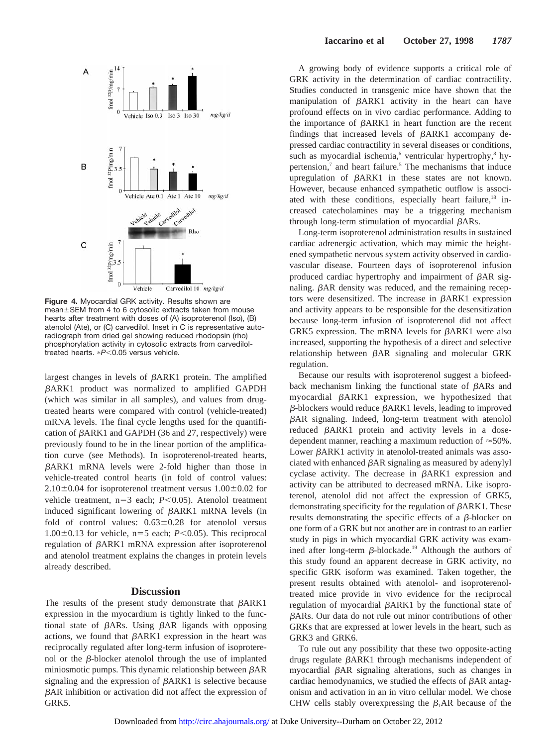Figure 4. Myocardial GRK activity. Results shown are mean±SEM from 4 to 6 cytosolic extracts taken from mouse hearts after treatment with doses of (A) isoproterenol (Iso), (B) atenolol (Ate), or (C) carvedilol. Inset in C is representative autoradiograph from dried gel showing reduced rhodopsin (rho) phosphorylation activity in cytosolic extracts from carvedilol-treated hearts. *$P<0.05$ versus vehicle.

largest changes in levels of βARK1 protein. The amplified βARK1 product was normalized to amplified GAPDH (which was similar in all samples), and values from drug-treated hearts were compared with control (vehicle-treated) mRNA levels. The final cycle lengths used for the quantification of βARK1 and GAPDH (36 and 27, respectively) were previously found to be in the linear portion of the amplification curve (see Methods). In isoproterenol-treated hearts, βARK1 mRNA levels were 2-fold higher than those in vehicle-treated control hearts (in fold of control values: 2.10±0.04 for isoproterenol treatment versus 1.00±0.02 for vehicle treatment, n=3 each; $P<0.05$). Atenolol treatment induced significant lowering of βARK1 mRNA levels (in fold of control values: 0.63±0.28 for atenolol versus 1.00±0.13 for vehicle, n=5 each; $P<0.05$). This reciprocal regulation of βARK1 mRNA expression after isoproterenol and atenolol treatment explains the changes in protein levels already described.

## Discussion

The results of the present study demonstrate that βARK1 expression in the myocardium is tightly linked to the functional state of βARs. Using βAR ligands with opposing actions, we found that βARK1 expression in the heart was reciprocally regulated after long-term infusion of isoproterenol or the β-blocker atenolol through the use of implanted miniosmotic pumps. This dynamic relationship between βAR signaling and the expression of βARK1 is selective because βAR inhibition or activation did not affect the expression of GRK5.

A growing body of evidence supports a critical role of GRK activity in the determination of cardiac contractility. Studies conducted in transgenic mice have shown that the manipulation of βARK1 activity in the heart can have profound effects on in vivo cardiac performance. Adding to the importance of βARK1 in heart function are the recent findings that increased levels of βARK1 accompany depressed cardiac contractility in several diseases or conditions, such as myocardial ischemia,[6] ventricular hypertrophy,[8] hypertension,[7] and heart failure.[5] The mechanisms that induce upregulation of βARK1 in these states are not known. However, because enhanced sympathetic outflow is associated with these conditions, especially heart failure,[18] increased catecholamines may be a triggering mechanism through long-term stimulation of myocardial βARs.

Long-term isoproterenol administration results in sustained cardiac adrenergic activation, which may mimic the heightened sympathetic nervous system activity observed in cardiovascular disease. Fourteen days of isoproterenol infusion produced cardiac hypertrophy and impairment of βAR signaling. βAR density was reduced, and the remaining receptors were desensitized. The increase in βARK1 expression and activity appears to be responsible for the desensitization because long-term infusion of isoproterenol did not affect GRK5 expression. The mRNA levels for βARK1 were also increased, supporting the hypothesis of a direct and selective relationship between βAR signaling and molecular GRK regulation.

Because our results with isoproterenol suggest a biofeedback mechanism linking the functional state of βARs and myocardial βARK1 expression, we hypothesized that β-blockers would reduce βARK1 levels, leading to improved βAR signaling. Indeed, long-term treatment with atenolol reduced βARK1 protein and activity levels in a dose-dependent manner, reaching a maximum reduction of ≈50%. Lower βARK1 activity in atenolol-treated animals was associated with enhanced βAR signaling as measured by adenylyl cyclase activity. The decrease in βARK1 expression and activity can be attributed to decreased mRNA. Like isoproterenol, atenolol did not affect the expression of GRK5, demonstrating specificity for the regulation of βARK1. These results demonstrating the specific effects of a β-blocker on one form of a GRK but not another are in contrast to an earlier study in pigs in which myocardial GRK activity was examined after long-term β-blockade.[19] Although the authors of this study found an apparent decrease in GRK activity, no specific GRK isoform was examined. Taken together, the present results obtained with atenolol- and isoproterenol-treated mice provide in vivo evidence for the reciprocal regulation of myocardial βARK1 by the functional state of βARs. Our data do not rule out minor contributions of other GRKs that are expressed at lower levels in the heart, such as GRK3 and GRK6.

To rule out any possibility that these two opposite-acting drugs regulate βARK1 through mechanisms independent of myocardial βAR signaling alterations, such as changes in cardiac hemodynamics, we studied the effects of βAR antagonism and activation in an in vitro cellular model. We chose CHW cells stably overexpressing the $\beta_1$AR because of the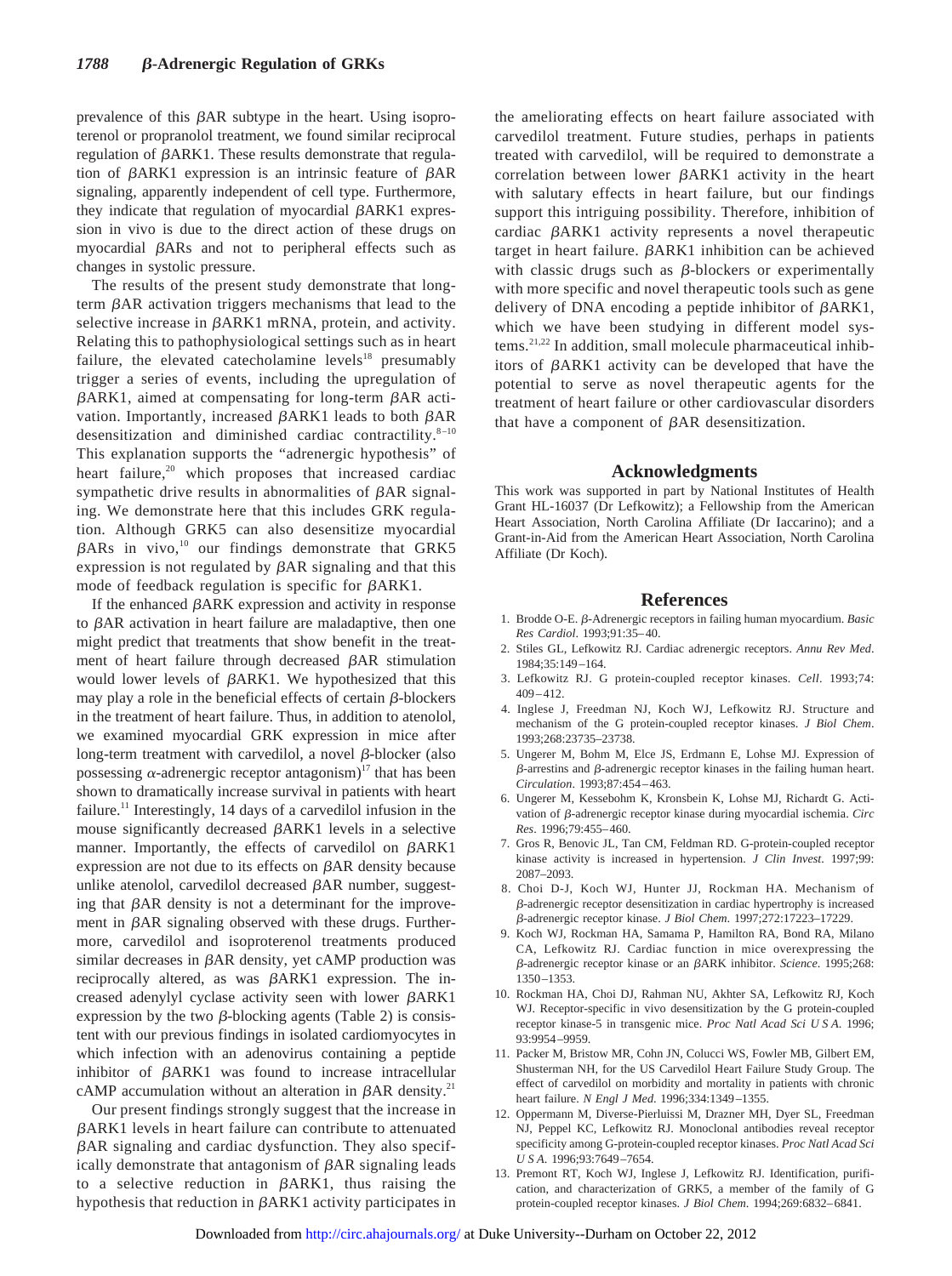prevalence of this βAR subtype in the heart. Using isoproterenol or propranolol treatment, we found similar reciprocal regulation of βARK1. These results demonstrate that regulation of βARK1 expression is an intrinsic feature of βAR signaling, apparently independent of cell type. Furthermore, they indicate that regulation of myocardial βARK1 expression in vivo is due to the direct action of these drugs on myocardial βARs and not to peripheral effects such as changes in systolic pressure.

The results of the present study demonstrate that long-term βAR activation triggers mechanisms that lead to the selective increase in βARK1 mRNA, protein, and activity. Relating this to pathophysiological settings such as in heart failure, the elevated catecholamine levels[18] presumably trigger a series of events, including the upregulation of βARK1, aimed at compensating for long-term βAR activation. Importantly, increased βARK1 leads to both βAR desensitization and diminished cardiac contractility.[8–10] This explanation supports the "adrenergic hypothesis" of heart failure,[20] which proposes that increased cardiac sympathetic drive results in abnormalities of βAR signaling. We demonstrate here that this includes GRK regulation. Although GRK5 can also desensitize myocardial βARs in vivo,[10] our findings demonstrate that GRK5 expression is not regulated by βAR signaling and that this mode of feedback regulation is specific for βARK1.

If the enhanced βARK expression and activity in response to βAR activation in heart failure are maladaptive, then one might predict that treatments that show benefit in the treatment of heart failure through decreased βAR stimulation would lower levels of βARK1. We hypothesized that this may play a role in the beneficial effects of certain β-blockers in the treatment of heart failure. Thus, in addition to atenolol, we examined myocardial GRK expression in mice after long-term treatment with carvedilol, a novel β-blocker (also possessing α-adrenergic receptor antagonism)[17] that has been shown to dramatically increase survival in patients with heart failure.[11] Interestingly, 14 days of a carvedilol infusion in the mouse significantly decreased βARK1 levels in a selective manner. Importantly, the effects of carvedilol on βARK1 expression are not due to its effects on βAR density because unlike atenolol, carvedilol decreased βAR number, suggesting that βAR density is not a determinant for the improvement in βAR signaling observed with these drugs. Furthermore, carvedilol and isoproterenol treatments produced similar decreases in βAR density, yet cAMP production was reciprocally altered, as was βARK1 expression. The increased adenylyl cyclase activity seen with lower βARK1 expression by the two β-blocking agents (Table 2) is consistent with our previous findings in isolated cardiomyocytes in which infection with an adenovirus containing a peptide inhibitor of βARK1 was found to increase intracellular cAMP accumulation without an alteration in βAR density.[21]

Our present findings strongly suggest that the increase in βARK1 levels in heart failure can contribute to attenuated βAR signaling and cardiac dysfunction. They also specifically demonstrate that antagonism of βAR signaling leads to a selective reduction in βARK1, thus raising the hypothesis that reduction in βARK1 activity participates in the ameliorating effects on heart failure associated with carvedilol treatment. Future studies, perhaps in patients treated with carvedilol, will be required to demonstrate a correlation between lower βARK1 activity in the heart with salutary effects in heart failure, but our findings support this intriguing possibility. Therefore, inhibition of cardiac βARK1 activity represents a novel therapeutic target in heart failure. βARK1 inhibition can be achieved with classic drugs such as β-blockers or experimentally with more specific and novel therapeutic tools such as gene delivery of DNA encoding a peptide inhibitor of βARK1, which we have been studying in different model systems.[21,22] In addition, small molecule pharmaceutical inhibitors of βARK1 activity can be developed that have the potential to serve as novel therapeutic agents for the treatment of heart failure or other cardiovascular disorders that have a component of βAR desensitization.

## Acknowledgments

This work was supported in part by National Institutes of Health Grant HL-16037 (Dr Lefkowitz); a Fellowship from the American Heart Association, North Carolina Affiliate (Dr Iaccarino); and a Grant-in-Aid from the American Heart Association, North Carolina Affiliate (Dr Koch).

## References

1. Brodde O-E. β-Adrenergic receptors in failing human myocardium. *Basic Res Cardiol*. 1993;91:35–40.
2. Stiles GL, Lefkowitz RJ. Cardiac adrenergic receptors. *Annu Rev Med*. 1984;35:149–164.
3. Lefkowitz RJ. G protein-coupled receptor kinases. *Cell*. 1993;74: 409–412.
4. Inglese J, Freedman NJ, Koch WJ, Lefkowitz RJ. Structure and mechanism of the G protein-coupled receptor kinases. *J Biol Chem*. 1993;268:23735–23738.
5. Ungerer M, Bohm M, Elce JS, Erdmann E, Lohse MJ. Expression of β-arrestins and β-adrenergic receptor kinases in the failing human heart. *Circulation*. 1993;87:454–463.
6. Ungerer M, Kessebohm K, Kronsbein K, Lohse MJ, Richardt G. Activation of β-adrenergic receptor kinase during myocardial ischemia. *Circ Res*. 1996;79:455–460.
7. Gros R, Benovic JL, Tan CM, Feldman RD. G-protein-coupled receptor kinase activity is increased in hypertension. *J Clin Invest*. 1997;99: 2087–2093.
8. Choi D-J, Koch WJ, Hunter JJ, Rockman HA. Mechanism of β-adrenergic receptor desensitization in cardiac hypertrophy is increased β-adrenergic receptor kinase. *J Biol Chem*. 1997;272:17223–17229.
9. Koch WJ, Rockman HA, Samama P, Hamilton RA, Bond RA, Milano CA, Lefkowitz RJ. Cardiac function in mice overexpressing the β-adrenergic receptor kinase or an βARK inhibitor. *Science*. 1995;268: 1350–1353.
10. Rockman HA, Choi DJ, Rahman NU, Akhter SA, Lefkowitz RJ, Koch WJ. Receptor-specific in vivo desensitization by the G protein-coupled receptor kinase-5 in transgenic mice. *Proc Natl Acad Sci U S A*. 1996; 93:9954–9959.
11. Packer M, Bristow MR, Cohn JN, Colucci WS, Fowler MB, Gilbert EM, Shusterman NH, for the US Carvedilol Heart Failure Study Group. The effect of carvedilol on morbidity and mortality in patients with chronic heart failure. *N Engl J Med*. 1996;334:1349–1355.
12. Oppermann M, Diverse-Pierluissi M, Drazner MH, Dyer SL, Freedman NJ, Peppel KC, Lefkowitz RJ. Monoclonal antibodies reveal receptor specificity among G-protein-coupled receptor kinases. *Proc Natl Acad Sci U S A*. 1996;93:7649–7654.
13. Premont RT, Koch WJ, Inglese J, Lefkowitz RJ. Identification, purification, and characterization of GRK5, a member of the family of G protein-coupled receptor kinases. *J Biol Chem*. 1994;269:6832–6841.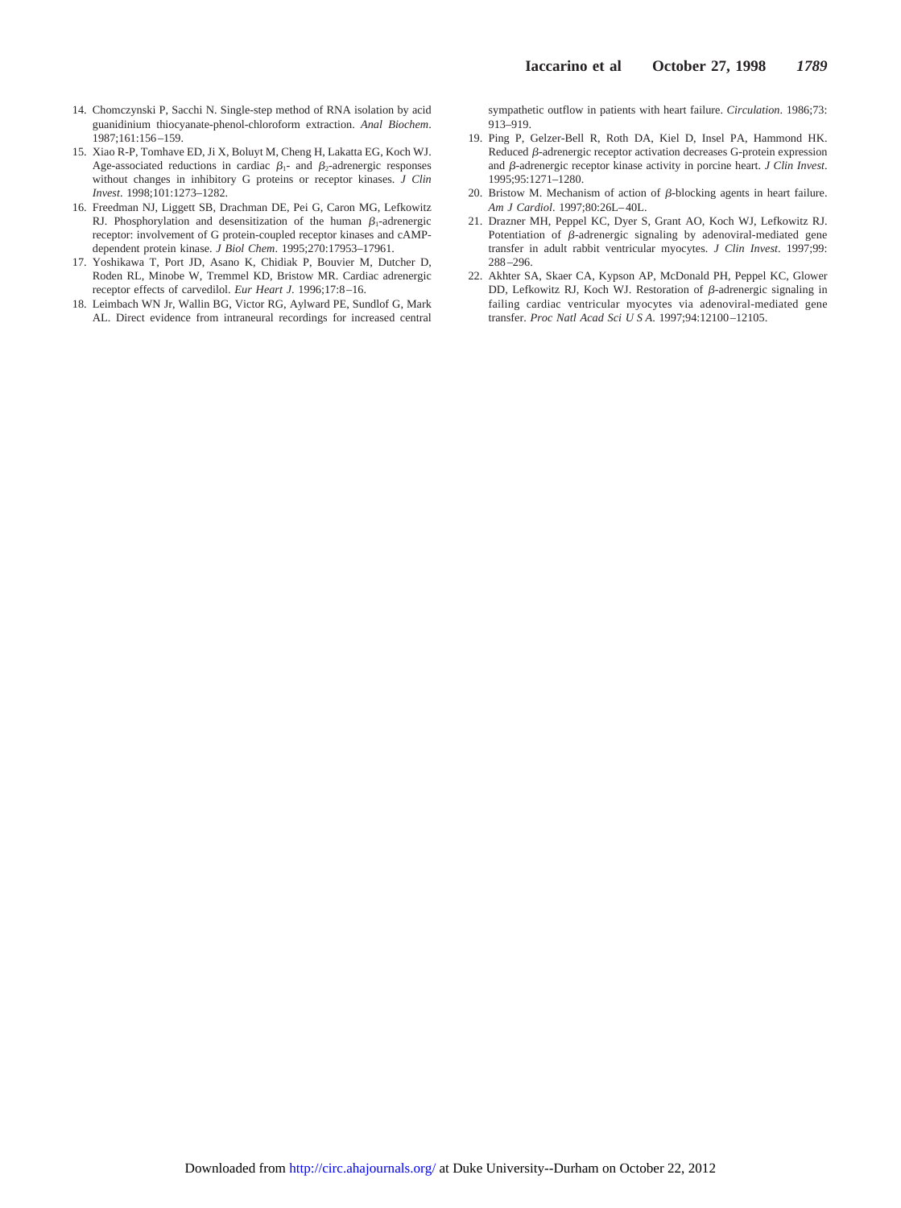14. Chomczynski P, Sacchi N. Single-step method of RNA isolation by acid guanidinium thiocyanate-phenol-chloroform extraction. *Anal Biochem*. 1987;161:156–159.
15. Xiao R-P, Tomhave ED, Ji X, Boluyt M, Cheng H, Lakatta EG, Koch WJ. Age-associated reductions in cardiac $\beta_1$- and $\beta_2$-adrenergic responses without changes in inhibitory G proteins or receptor kinases. *J Clin Invest*. 1998;101:1273–1282.
16. Freedman NJ, Liggett SB, Drachman DE, Pei G, Caron MG, Lefkowitz RJ. Phosphorylation and desensitization of the human $\beta_1$-adrenergic receptor: involvement of G protein-coupled receptor kinases and cAMP-dependent protein kinase. *J Biol Chem*. 1995;270:17953–17961.
17. Yoshikawa T, Port JD, Asano K, Chidiak P, Bouvier M, Dutcher D, Roden RL, Minobe W, Tremmel KD, Bristow MR. Cardiac adrenergic receptor effects of carvedilol. *Eur Heart J*. 1996;17:8–16.
18. Leimbach WN Jr, Wallin BG, Victor RG, Aylward PE, Sundlof G, Mark AL. Direct evidence from intraneural recordings for increased central sympathetic outflow in patients with heart failure. *Circulation*. 1986;73: 913–919.
19. Ping P, Gelzer-Bell R, Roth DA, Kiel D, Insel PA, Hammond HK. Reduced $\beta$-adrenergic receptor activation decreases G-protein expression and $\beta$-adrenergic receptor kinase activity in porcine heart. *J Clin Invest*. 1995;95:1271–1280.
20. Bristow M. Mechanism of action of $\beta$-blocking agents in heart failure. *Am J Cardiol*. 1997;80:26L–40L.
21. Drazner MH, Peppel KC, Dyer S, Grant AO, Koch WJ, Lefkowitz RJ. Potentiation of $\beta$-adrenergic signaling by adenoviral-mediated gene transfer in adult rabbit ventricular myocytes. *J Clin Invest*. 1997;99: 288–296.
22. Akhter SA, Skaer CA, Kypson AP, McDonald PH, Peppel KC, Glower DD, Lefkowitz RJ, Koch WJ. Restoration of $\beta$-adrenergic signaling in failing cardiac ventricular myocytes via adenoviral-mediated gene transfer. *Proc Natl Acad Sci U S A*. 1997;94:12100–12105.